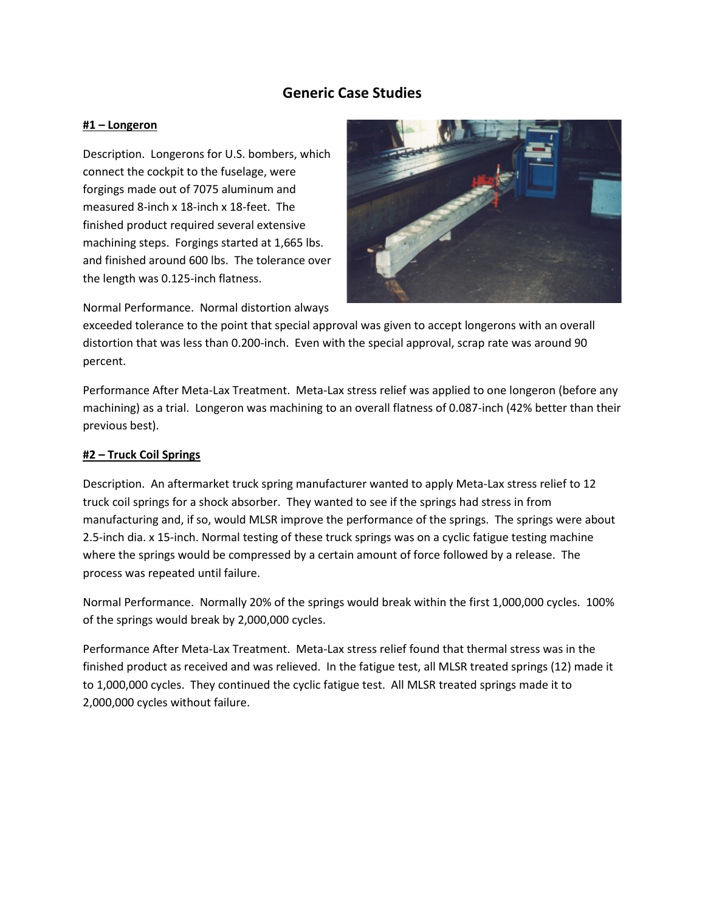# Generic Case Studies

## #1 – Longeron

Description. Longerons for U.S. bombers, which connect the cockpit to the fuselage, were forgings made out of 7075 aluminum and measured 8-inch x 18-inch x 18-feet. The finished product required several extensive machining steps. Forgings started at 1,665 lbs. and finished around 600 lbs. The tolerance over the length was 0.125-inch flatness.

Normal Performance. Normal distortion always exceeded tolerance to the point that special approval was given to accept longerons with an overall distortion that was less than 0.200-inch. Even with the special approval, scrap rate was around 90 percent.

Performance After Meta-Lax Treatment. Meta-Lax stress relief was applied to one longeron (before any machining) as a trial. Longeron was machining to an overall flatness of 0.087-inch (42% better than their previous best).

## #2 – Truck Coil Springs

Description. An aftermarket truck spring manufacturer wanted to apply Meta-Lax stress relief to 12 truck coil springs for a shock absorber. They wanted to see if the springs had stress in from manufacturing and, if so, would MLSR improve the performance of the springs. The springs were about 2.5-inch dia. x 15-inch. Normal testing of these truck springs was on a cyclic fatigue testing machine where the springs would be compressed by a certain amount of force followed by a release. The process was repeated until failure.

Normal Performance. Normally 20% of the springs would break within the first 1,000,000 cycles. 100% of the springs would break by 2,000,000 cycles.

Performance After Meta-Lax Treatment. Meta-Lax stress relief found that thermal stress was in the finished product as received and was relieved. In the fatigue test, all MLSR treated springs (12) made it to 1,000,000 cycles. They continued the cyclic fatigue test. All MLSR treated springs made it to 2,000,000 cycles without failure.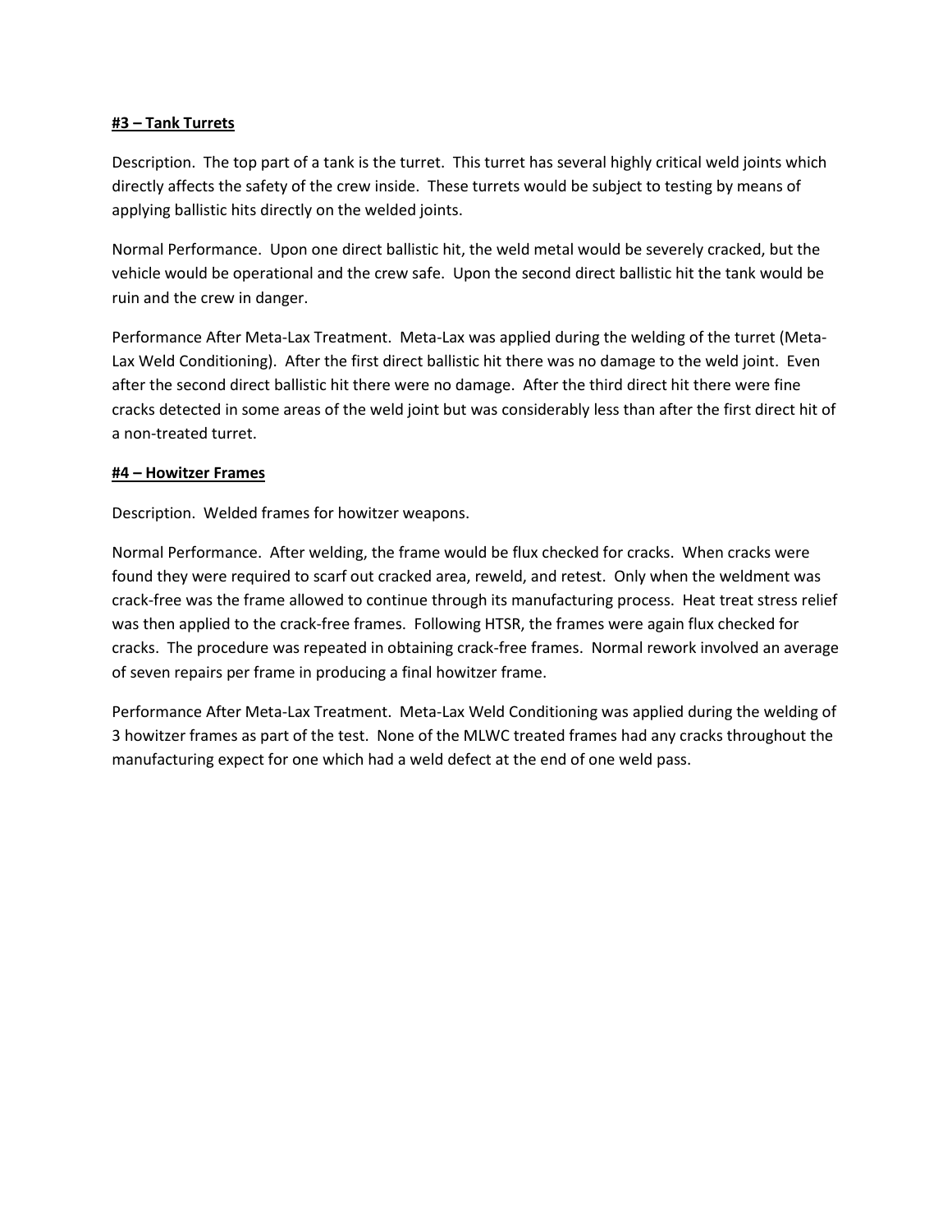**#3 – Tank Turrets**

Description. The top part of a tank is the turret. This turret has several highly critical weld joints which directly affects the safety of the crew inside. These turrets would be subject to testing by means of applying ballistic hits directly on the welded joints.

Normal Performance. Upon one direct ballistic hit, the weld metal would be severely cracked, but the vehicle would be operational and the crew safe. Upon the second direct ballistic hit the tank would be ruin and the crew in danger.

Performance After Meta-Lax Treatment. Meta-Lax was applied during the welding of the turret (Meta-Lax Weld Conditioning). After the first direct ballistic hit there was no damage to the weld joint. Even after the second direct ballistic hit there were no damage. After the third direct hit there were fine cracks detected in some areas of the weld joint but was considerably less than after the first direct hit of a non-treated turret.

**#4 – Howitzer Frames**

Description. Welded frames for howitzer weapons.

Normal Performance. After welding, the frame would be flux checked for cracks. When cracks were found they were required to scarf out cracked area, reweld, and retest. Only when the weldment was crack-free was the frame allowed to continue through its manufacturing process. Heat treat stress relief was then applied to the crack-free frames. Following HTSR, the frames were again flux checked for cracks. The procedure was repeated in obtaining crack-free frames. Normal rework involved an average of seven repairs per frame in producing a final howitzer frame.

Performance After Meta-Lax Treatment. Meta-Lax Weld Conditioning was applied during the welding of 3 howitzer frames as part of the test. None of the MLWC treated frames had any cracks throughout the manufacturing expect for one which had a weld defect at the end of one weld pass.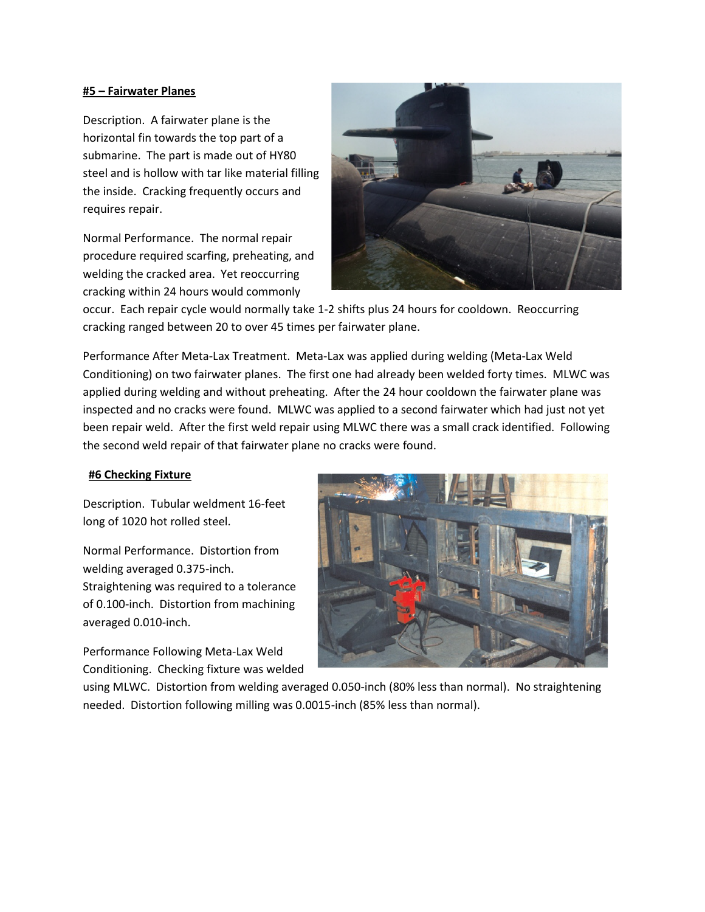**#5 – Fairwater Planes**

Description. A fairwater plane is the horizontal fin towards the top part of a submarine. The part is made out of HY80 steel and is hollow with tar like material filling the inside. Cracking frequently occurs and requires repair.

Normal Performance. The normal repair procedure required scarfing, preheating, and welding the cracked area. Yet reoccurring cracking within 24 hours would commonly occur. Each repair cycle would normally take 1-2 shifts plus 24 hours for cooldown. Reoccurring cracking ranged between 20 to over 45 times per fairwater plane.

Performance After Meta-Lax Treatment. Meta-Lax was applied during welding (Meta-Lax Weld Conditioning) on two fairwater planes. The first one had already been welded forty times. MLWC was applied during welding and without preheating. After the 24 hour cooldown the fairwater plane was inspected and no cracks were found. MLWC was applied to a second fairwater which had just not yet been repair weld. After the first weld repair using MLWC there was a small crack identified. Following the second weld repair of that fairwater plane no cracks were found.

**#6 Checking Fixture**

Description. Tubular weldment 16-feet long of 1020 hot rolled steel.

Normal Performance. Distortion from welding averaged 0.375-inch. Straightening was required to a tolerance of 0.100-inch. Distortion from machining averaged 0.010-inch.

Performance Following Meta-Lax Weld Conditioning. Checking fixture was welded using MLWC. Distortion from welding averaged 0.050-inch (80% less than normal). No straightening needed. Distortion following milling was 0.0015-inch (85% less than normal).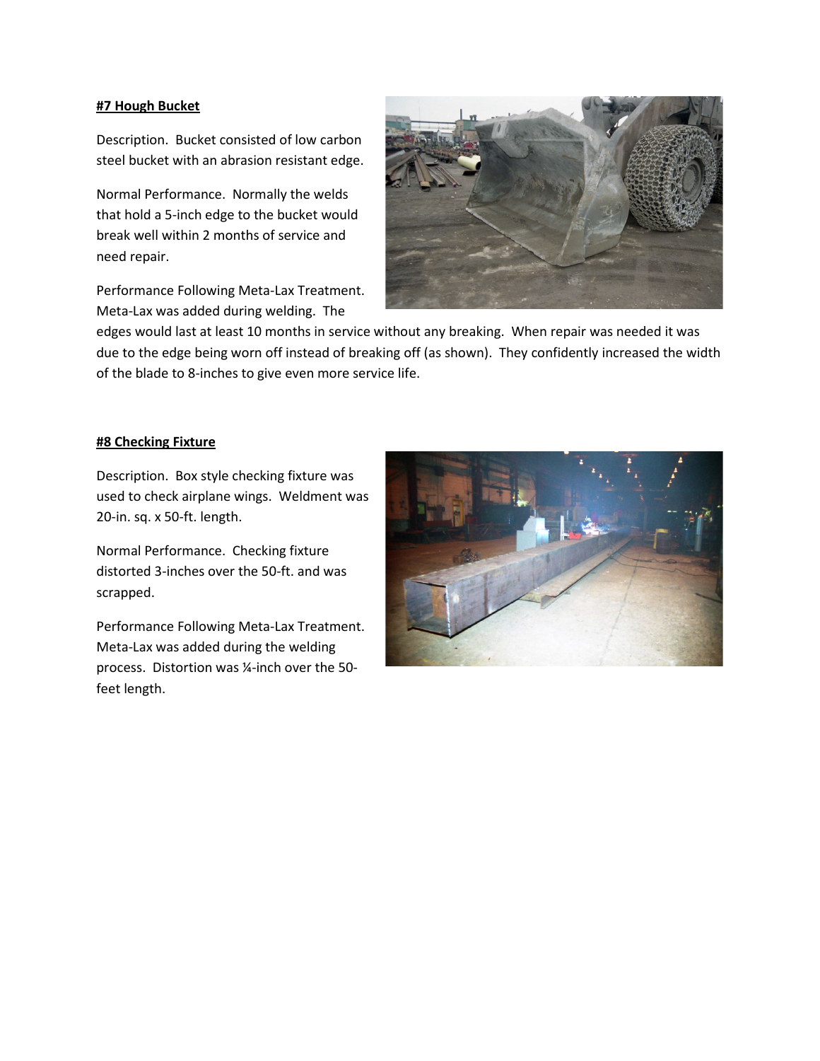**#7 Hough Bucket**

Description. Bucket consisted of low carbon steel bucket with an abrasion resistant edge.

Normal Performance. Normally the welds that hold a 5-inch edge to the bucket would break well within 2 months of service and need repair.

Performance Following Meta-Lax Treatment. Meta-Lax was added during welding. The edges would last at least 10 months in service without any breaking. When repair was needed it was due to the edge being worn off instead of breaking off (as shown). They confidently increased the width of the blade to 8-inches to give even more service life.

**#8 Checking Fixture**

Description. Box style checking fixture was used to check airplane wings. Weldment was 20-in. sq. x 50-ft. length.

Normal Performance. Checking fixture distorted 3-inches over the 50-ft. and was scrapped.

Performance Following Meta-Lax Treatment. Meta-Lax was added during the welding process. Distortion was ¼-inch over the 50-feet length.